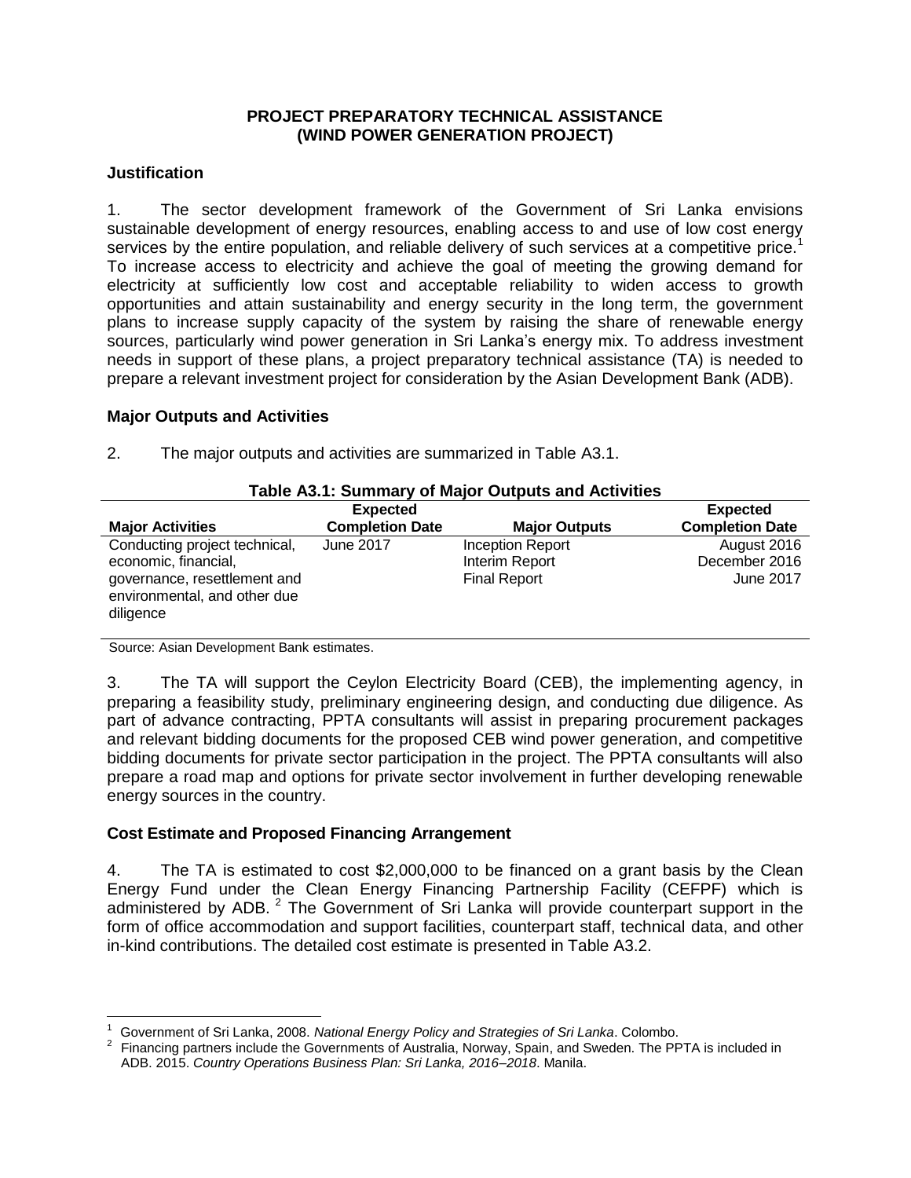# PROJECT PREPARATORY TECHNICAL ASSISTANCE (WIND POWER GENERATION PROJECT)

## Justification

1. The sector development framework of the Government of Sri Lanka envisions sustainable development of energy resources, enabling access to and use of low cost energy services by the entire population, and reliable delivery of such services at a competitive price.[1] To increase access to electricity and achieve the goal of meeting the growing demand for electricity at sufficiently low cost and acceptable reliability to widen access to growth opportunities and attain sustainability and energy security in the long term, the government plans to increase supply capacity of the system by raising the share of renewable energy sources, particularly wind power generation in Sri Lanka's energy mix. To address investment needs in support of these plans, a project preparatory technical assistance (TA) is needed to prepare a relevant investment project for consideration by the Asian Development Bank (ADB).

## Major Outputs and Activities

2. The major outputs and activities are summarized in Table A3.1.

**Table A3.1: Summary of Major Outputs and Activities**

| Major Activities | Expected Completion Date | Major Outputs | Expected Completion Date |
|---|---|---|---|
| Conducting project technical, economic, financial, governance, resettlement and environmental, and other due diligence | June 2017 | Inception Report<br>Interim Report<br>Final Report | August 2016<br>December 2016<br>June 2017 |

Source: Asian Development Bank estimates.

3. The TA will support the Ceylon Electricity Board (CEB), the implementing agency, in preparing a feasibility study, preliminary engineering design, and conducting due diligence. As part of advance contracting, PPTA consultants will assist in preparing procurement packages and relevant bidding documents for the proposed CEB wind power generation, and competitive bidding documents for private sector participation in the project. The PPTA consultants will also prepare a road map and options for private sector involvement in further developing renewable energy sources in the country.

## Cost Estimate and Proposed Financing Arrangement

4. The TA is estimated to cost $2,000,000 to be financed on a grant basis by the Clean Energy Fund under the Clean Energy Financing Partnership Facility (CEFPF) which is administered by ADB.[2] The Government of Sri Lanka will provide counterpart support in the form of office accommodation and support facilities, counterpart staff, technical data, and other in-kind contributions. The detailed cost estimate is presented in Table A3.2.

---

[1] Government of Sri Lanka, 2008. *National Energy Policy and Strategies of Sri Lanka*. Colombo.

[2] Financing partners include the Governments of Australia, Norway, Spain, and Sweden. The PPTA is included in ADB. 2015. *Country Operations Business Plan: Sri Lanka, 2016–2018*. Manila.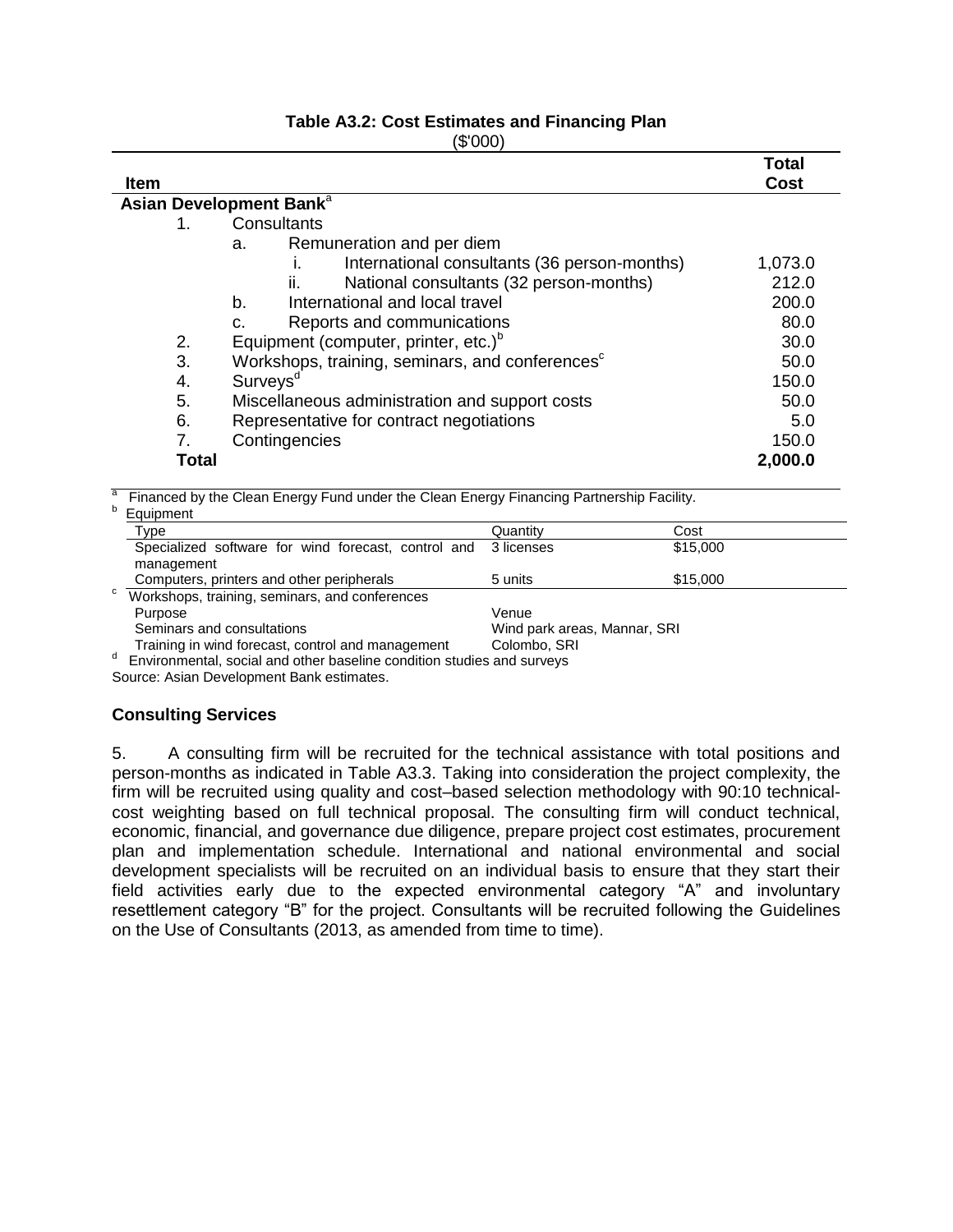**Table A3.2: Cost Estimates and Financing Plan**
($'000)

| Item | Total Cost |
|---|---|
| **Asian Development Bank**[a] | |
| 1. Consultants | |
| a. Remuneration and per diem | |
| i. International consultants (36 person-months) | 1,073.0 |
| ii. National consultants (32 person-months) | 212.0 |
| b. International and local travel | 200.0 |
| c. Reports and communications | 80.0 |
| 2. Equipment (computer, printer, etc.)[b] | 30.0 |
| 3. Workshops, training, seminars, and conferences[c] | 50.0 |
| 4. Surveys[d] | 150.0 |
| 5. Miscellaneous administration and support costs | 50.0 |
| 6. Representative for contract negotiations | 5.0 |
| 7. Contingencies | 150.0 |
| **Total** | **2,000.0** |

[a] Financed by the Clean Energy Fund under the Clean Energy Financing Partnership Facility.

[b] Equipment

| Type | Quantity | Cost |
|---|---|---|
| Specialized software for wind forecast, control and management | 3 licenses | $15,000 |
| Computers, printers and other peripherals | 5 units | $15,000 |

[c] Workshops, training, seminars, and conferences

| Purpose | Venue |
|---|---|
| Seminars and consultations | Wind park areas, Mannar, SRI |
| Training in wind forecast, control and management | Colombo, SRI |

[d] Environmental, social and other baseline condition studies and surveys

Source: Asian Development Bank estimates.

### Consulting Services

5. A consulting firm will be recruited for the technical assistance with total positions and person-months as indicated in Table A3.3. Taking into consideration the project complexity, the firm will be recruited using quality and cost–based selection methodology with 90:10 technical-cost weighting based on full technical proposal. The consulting firm will conduct technical, economic, financial, and governance due diligence, prepare project cost estimates, procurement plan and implementation schedule. International and national environmental and social development specialists will be recruited on an individual basis to ensure that they start their field activities early due to the expected environmental category "A" and involuntary resettlement category "B" for the project. Consultants will be recruited following the Guidelines on the Use of Consultants (2013, as amended from time to time).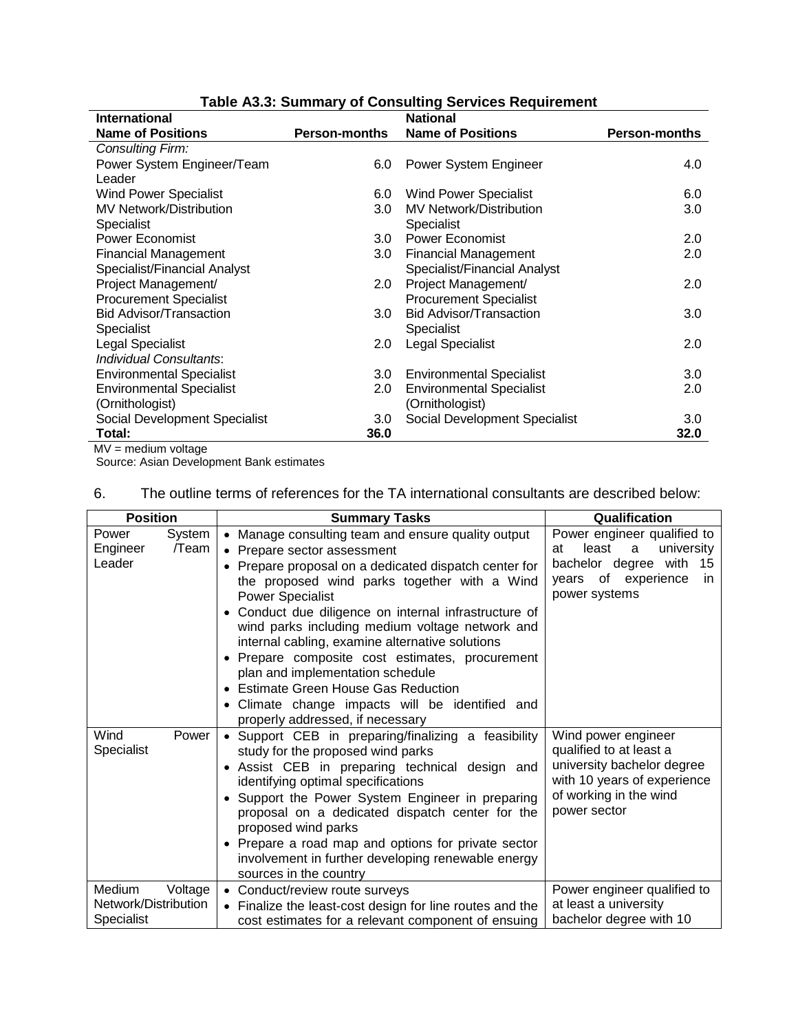**Table A3.3: Summary of Consulting Services Requirement**

| International<br>Name of Positions | Person-months | National<br>Name of Positions | Person-months |
|---|---|---|---|
| *Consulting Firm:* | | | |
| Power System Engineer/Team Leader | 6.0 | Power System Engineer | 4.0 |
| Wind Power Specialist | 6.0 | Wind Power Specialist | 6.0 |
| MV Network/Distribution Specialist | 3.0 | MV Network/Distribution Specialist | 3.0 |
| Power Economist | 3.0 | Power Economist | 2.0 |
| Financial Management Specialist/Financial Analyst | 3.0 | Financial Management Specialist/Financial Analyst | 2.0 |
| Project Management/ Procurement Specialist | 2.0 | Project Management/ Procurement Specialist | 2.0 |
| Bid Advisor/Transaction Specialist | 3.0 | Bid Advisor/Transaction Specialist | 3.0 |
| Legal Specialist | 2.0 | Legal Specialist | 2.0 |
| *Individual Consultants*: | | | |
| Environmental Specialist | 3.0 | Environmental Specialist | 3.0 |
| Environmental Specialist (Ornithologist) | 2.0 | Environmental Specialist (Ornithologist) | 2.0 |
| Social Development Specialist | 3.0 | Social Development Specialist | 3.0 |
| **Total:** | **36.0** | | **32.0** |

MV = medium voltage

Source: Asian Development Bank estimates

6. The outline terms of references for the TA international consultants are described below:

| Position | Summary Tasks | Qualification |
|---|---|---|
| Power System Engineer /Team Leader | • Manage consulting team and ensure quality output<br>• Prepare sector assessment<br>• Prepare proposal on a dedicated dispatch center for the proposed wind parks together with a Wind Power Specialist<br>• Conduct due diligence on internal infrastructure of wind parks including medium voltage network and internal cabling, examine alternative solutions<br>• Prepare composite cost estimates, procurement plan and implementation schedule<br>• Estimate Green House Gas Reduction<br>• Climate change impacts will be identified and properly addressed, if necessary | Power engineer qualified to at least a university bachelor degree with 15 years of experience in power systems |
| Wind Power Specialist | • Support CEB in preparing/finalizing a feasibility study for the proposed wind parks<br>• Assist CEB in preparing technical design and identifying optimal specifications<br>• Support the Power System Engineer in preparing proposal on a dedicated dispatch center for the proposed wind parks<br>• Prepare a road map and options for private sector involvement in further developing renewable energy sources in the country | Wind power engineer qualified to at least a university bachelor degree with 10 years of experience of working in the wind power sector |
| Medium Voltage Network/Distribution Specialist | • Conduct/review route surveys<br>• Finalize the least-cost design for line routes and the cost estimates for a relevant component of ensuing | Power engineer qualified to at least a university bachelor degree with 10 |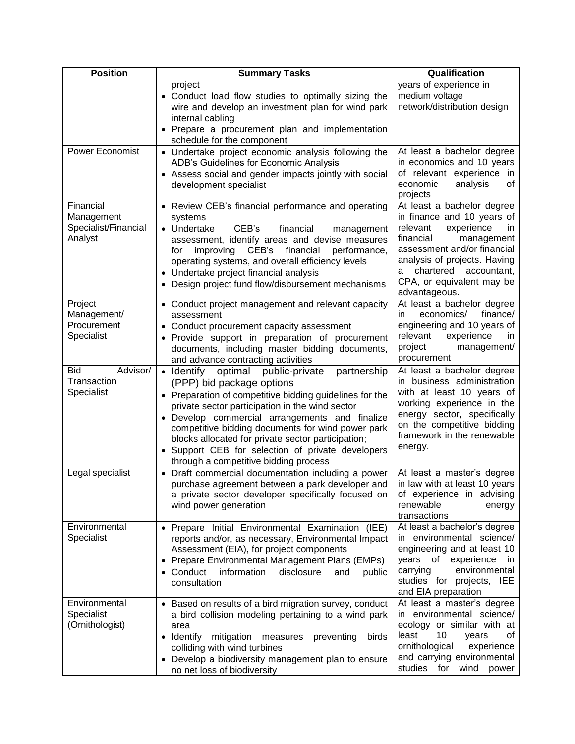| Position | Summary Tasks | Qualification |
|---|---|---|
| | project<br>• Conduct load flow studies to optimally sizing the wire and develop an investment plan for wind park internal cabling<br>• Prepare a procurement plan and implementation schedule for the component | years of experience in medium voltage network/distribution design |
| Power Economist | • Undertake project economic analysis following the ADB's Guidelines for Economic Analysis<br>• Assess social and gender impacts jointly with social development specialist | At least a bachelor degree in economics and 10 years of relevant experience in economic analysis of projects |
| Financial Management Specialist/Financial Analyst | • Review CEB's financial performance and operating systems<br>• Undertake CEB's financial management assessment, identify areas and devise measures for improving CEB's financial performance, operating systems, and overall efficiency levels<br>• Undertake project financial analysis<br>• Design project fund flow/disbursement mechanisms | At least a bachelor degree in finance and 10 years of relevant experience in financial management assessment and/or financial analysis of projects. Having a chartered accountant, CPA, or equivalent may be advantageous. |
| Project Management/ Procurement Specialist | • Conduct project management and relevant capacity assessment<br>• Conduct procurement capacity assessment<br>• Provide support in preparation of procurement documents, including master bidding documents, and advance contracting activities | At least a bachelor degree in economics/ finance/ engineering and 10 years of relevant experience in project management/ procurement |
| Bid Advisor/ Transaction Specialist | • Identify optimal public-private partnership (PPP) bid package options<br>• Preparation of competitive bidding guidelines for the private sector participation in the wind sector<br>• Develop commercial arrangements and finalize competitive bidding documents for wind power park blocks allocated for private sector participation;<br>• Support CEB for selection of private developers through a competitive bidding process | At least a bachelor degree in business administration with at least 10 years of working experience in the energy sector, specifically on the competitive bidding framework in the renewable energy. |
| Legal specialist | • Draft commercial documentation including a power purchase agreement between a park developer and a private sector developer specifically focused on wind power generation | At least a master's degree in law with at least 10 years of experience in advising renewable energy transactions |
| Environmental Specialist | • Prepare Initial Environmental Examination (IEE) reports and/or, as necessary, Environmental Impact Assessment (EIA), for project components<br>• Prepare Environmental Management Plans (EMPs)<br>• Conduct information disclosure and public consultation | At least a bachelor's degree in environmental science/ engineering and at least 10 years of experience in carrying environmental studies for projects, IEE and EIA preparation |
| Environmental Specialist (Ornithologist) | • Based on results of a bird migration survey, conduct a bird collision modeling pertaining to a wind park area<br>• Identify mitigation measures preventing birds colliding with wind turbines<br>• Develop a biodiversity management plan to ensure no net loss of biodiversity | At least a master's degree in environmental science/ ecology or similar with at least 10 years of ornithological experience and carrying environmental studies for wind power |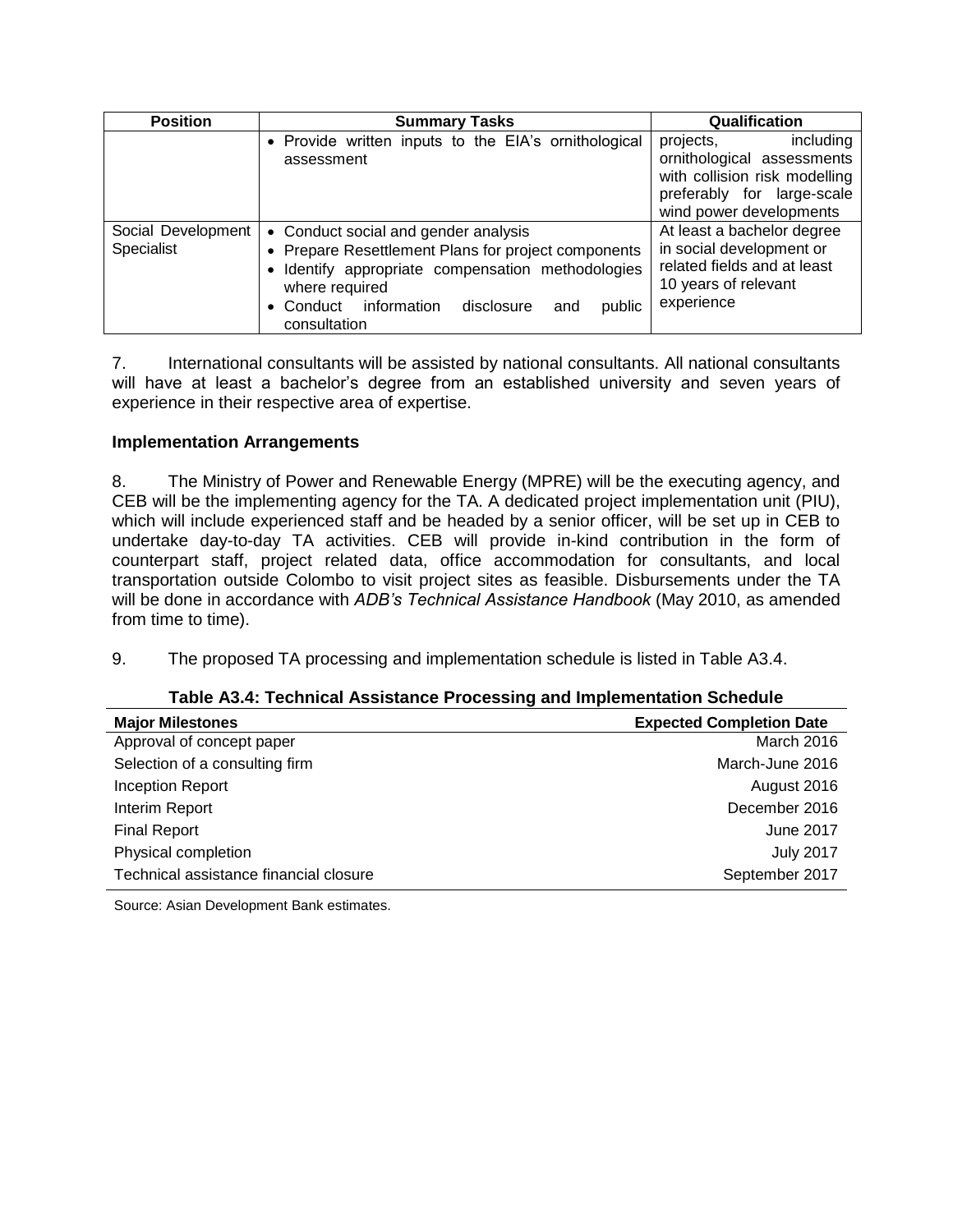| Position | Summary Tasks | Qualification |
|---|---|---|
| | • Provide written inputs to the EIA's ornithological assessment | projects, including ornithological assessments with collision risk modelling preferably for large-scale wind power developments |
| Social Development Specialist | • Conduct social and gender analysis<br>• Prepare Resettlement Plans for project components<br>• Identify appropriate compensation methodologies where required<br>• Conduct information disclosure and public consultation | At least a bachelor degree in social development or related fields and at least 10 years of relevant experience |

7. International consultants will be assisted by national consultants. All national consultants will have at least a bachelor's degree from an established university and seven years of experience in their respective area of expertise.

**Implementation Arrangements**

8. The Ministry of Power and Renewable Energy (MPRE) will be the executing agency, and CEB will be the implementing agency for the TA. A dedicated project implementation unit (PIU), which will include experienced staff and be headed by a senior officer, will be set up in CEB to undertake day-to-day TA activities. CEB will provide in-kind contribution in the form of counterpart staff, project related data, office accommodation for consultants, and local transportation outside Colombo to visit project sites as feasible. Disbursements under the TA will be done in accordance with *ADB's Technical Assistance Handbook* (May 2010, as amended from time to time).

9. The proposed TA processing and implementation schedule is listed in Table A3.4.

**Table A3.4: Technical Assistance Processing and Implementation Schedule**

| Major Milestones | Expected Completion Date |
|---|---|
| Approval of concept paper | March 2016 |
| Selection of a consulting firm | March-June 2016 |
| Inception Report | August 2016 |
| Interim Report | December 2016 |
| Final Report | June 2017 |
| Physical completion | July 2017 |
| Technical assistance financial closure | September 2017 |

Source: Asian Development Bank estimates.